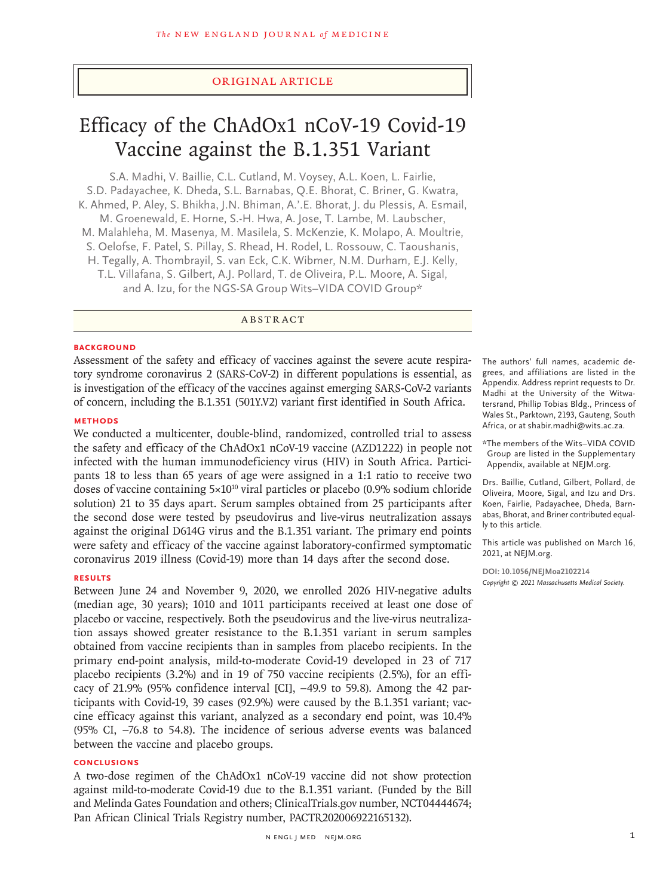ORIGINAL ARTICLE

# Efficacy of the ChAdOx1 nCoV-19 Covid-19 Vaccine against the B.1.351 Variant

S.A. Madhi, V. Baillie, C.L. Cutland, M. Voysey, A.L. Koen, L. Fairlie, S.D. Padayachee, K. Dheda, S.L. Barnabas, Q.E. Bhorat, C. Briner, G. Kwatra, K. Ahmed, P. Aley, S. Bhikha, J.N. Bhiman, A.'.E. Bhorat, J. du Plessis, A. Esmail, M. Groenewald, E. Horne, S.-H. Hwa, A. Jose, T. Lambe, M. Laubscher, M. Malahleha, M. Masenya, M. Masilela, S. McKenzie, K. Molapo, A. Moultrie, S. Oelofse, F. Patel, S. Pillay, S. Rhead, H. Rodel, L. Rossouw, C. Taoushanis, H. Tegally, A. Thombrayil, S. van Eck, C.K. Wibmer, N.M. Durham, E.J. Kelly, T.L. Villafana, S. Gilbert, A.J. Pollard, T. de Oliveira, P.L. Moore, A. Sigal, and A. Izu, for the NGS-SA Group Wits–VIDA COVID Group*

## ABSTRACT

### BACKGROUND

Assessment of the safety and efficacy of vaccines against the severe acute respiratory syndrome coronavirus 2 (SARS-CoV-2) in different populations is essential, as is investigation of the efficacy of the vaccines against emerging SARS-CoV-2 variants of concern, including the B.1.351 (501Y.V2) variant first identified in South Africa.

### METHODS

We conducted a multicenter, double-blind, randomized, controlled trial to assess the safety and efficacy of the ChAdOx1 nCoV-19 vaccine (AZD1222) in people not infected with the human immunodeficiency virus (HIV) in South Africa. Participants 18 to less than 65 years of age were assigned in a 1:1 ratio to receive two doses of vaccine containing $5\times10^{10}$ viral particles or placebo (0.9% sodium chloride solution) 21 to 35 days apart. Serum samples obtained from 25 participants after the second dose were tested by pseudovirus and live-virus neutralization assays against the original D614G virus and the B.1.351 variant. The primary end points were safety and efficacy of the vaccine against laboratory-confirmed symptomatic coronavirus 2019 illness (Covid-19) more than 14 days after the second dose.

### RESULTS

Between June 24 and November 9, 2020, we enrolled 2026 HIV-negative adults (median age, 30 years); 1010 and 1011 participants received at least one dose of placebo or vaccine, respectively. Both the pseudovirus and the live-virus neutralization assays showed greater resistance to the B.1.351 variant in serum samples obtained from vaccine recipients than in samples from placebo recipients. In the primary end-point analysis, mild-to-moderate Covid-19 developed in 23 of 717 placebo recipients (3.2%) and in 19 of 750 vaccine recipients (2.5%), for an efficacy of 21.9% (95% confidence interval [CI], −49.9 to 59.8). Among the 42 participants with Covid-19, 39 cases (92.9%) were caused by the B.1.351 variant; vaccine efficacy against this variant, analyzed as a secondary end point, was 10.4% (95% CI, −76.8 to 54.8). The incidence of serious adverse events was balanced between the vaccine and placebo groups.

### CONCLUSIONS

A two-dose regimen of the ChAdOx1 nCoV-19 vaccine did not show protection against mild-to-moderate Covid-19 due to the B.1.351 variant. (Funded by the Bill and Melinda Gates Foundation and others; ClinicalTrials.gov number, NCT04444674; Pan African Clinical Trials Registry number, PACTR202006922165132).

The authors' full names, academic degrees, and affiliations are listed in the Appendix. Address reprint requests to Dr. Madhi at the University of the Witwatersrand, Phillip Tobias Bldg., Princess of Wales St., Parktown, 2193, Gauteng, South Africa, or at shabir.madhi@wits.ac.za.

*The members of the Wits–VIDA COVID Group are listed in the Supplementary Appendix, available at NEJM.org.

Drs. Baillie, Cutland, Gilbert, Pollard, de Oliveira, Moore, Sigal, and Izu and Drs. Koen, Fairlie, Padayachee, Dheda, Barnabas, Bhorat, and Briner contributed equally to this article.

This article was published on March 16, 2021, at NEJM.org.

DOI: 10.1056/NEJMoa2102214

*Copyright © 2021 Massachusetts Medical Society.*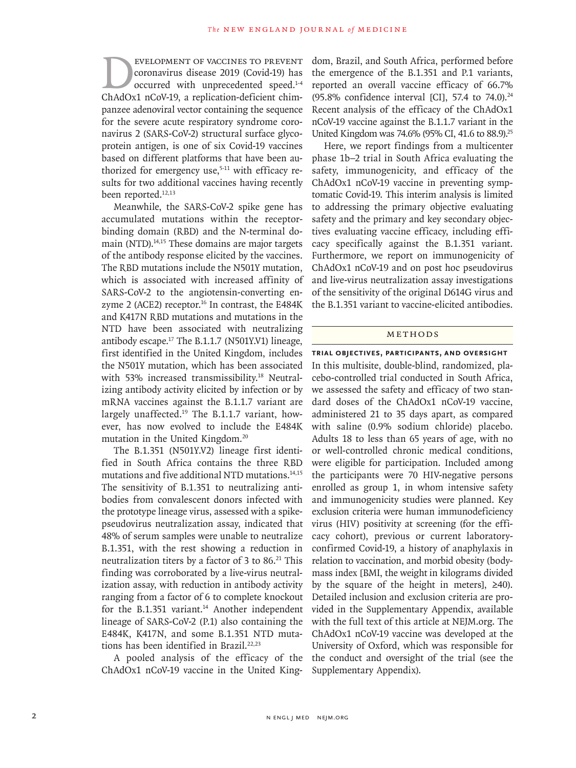Development of vaccines to prevent coronavirus disease 2019 (Covid-19) has occurred with unprecedented speed.[1-4] ChAdOx1 nCoV-19, a replication-deficient chimpanzee adenoviral vector containing the sequence for the severe acute respiratory syndrome coronavirus 2 (SARS-CoV-2) structural surface glycoprotein antigen, is one of six Covid-19 vaccines based on different platforms that have been authorized for emergency use,[5-11] with efficacy results for two additional vaccines having recently been reported.[12,13]

Meanwhile, the SARS-CoV-2 spike gene has accumulated mutations within the receptor-binding domain (RBD) and the N-terminal domain (NTD).[14,15] These domains are major targets of the antibody response elicited by the vaccines. The RBD mutations include the N501Y mutation, which is associated with increased affinity of SARS-CoV-2 to the angiotensin-converting enzyme 2 (ACE2) receptor.[16] In contrast, the E484K and K417N RBD mutations and mutations in the NTD have been associated with neutralizing antibody escape.[17] The B.1.1.7 (N501Y.V1) lineage, first identified in the United Kingdom, includes the N501Y mutation, which has been associated with 53% increased transmissibility.[18] Neutralizing antibody activity elicited by infection or by mRNA vaccines against the B.1.1.7 variant are largely unaffected.[19] The B.1.1.7 variant, however, has now evolved to include the E484K mutation in the United Kingdom.[20]

The B.1.351 (N501Y.V2) lineage first identified in South Africa contains the three RBD mutations and five additional NTD mutations.[14,15] The sensitivity of B.1.351 to neutralizing antibodies from convalescent donors infected with the prototype lineage virus, assessed with a spike-pseudovirus neutralization assay, indicated that 48% of serum samples were unable to neutralize B.1.351, with the rest showing a reduction in neutralization titers by a factor of 3 to 86.[21] This finding was corroborated by a live-virus neutralization assay, with reduction in antibody activity ranging from a factor of 6 to complete knockout for the B.1.351 variant.[14] Another independent lineage of SARS-CoV-2 (P.1) also containing the E484K, K417N, and some B.1.351 NTD mutations has been identified in Brazil.[22,23]

A pooled analysis of the efficacy of the ChAdOx1 nCoV-19 vaccine in the United Kingdom, Brazil, and South Africa, performed before the emergence of the B.1.351 and P.1 variants, reported an overall vaccine efficacy of 66.7% (95.8% confidence interval [CI], 57.4 to 74.0).[24] Recent analysis of the efficacy of the ChAdOx1 nCoV-19 vaccine against the B.1.1.7 variant in the United Kingdom was 74.6% (95% CI, 41.6 to 88.9).[25]

Here, we report findings from a multicenter phase 1b–2 trial in South Africa evaluating the safety, immunogenicity, and efficacy of the ChAdOx1 nCoV-19 vaccine in preventing symptomatic Covid-19. This interim analysis is limited to addressing the primary objective evaluating safety and the primary and key secondary objectives evaluating vaccine efficacy, including efficacy specifically against the B.1.351 variant. Furthermore, we report on immunogenicity of ChAdOx1 nCoV-19 and on post hoc pseudovirus and live-virus neutralization assay investigations of the sensitivity of the original D614G virus and the B.1.351 variant to vaccine-elicited antibodies.

## Methods

### Trial Objectives, Participants, and Oversight

In this multisite, double-blind, randomized, placebo-controlled trial conducted in South Africa, we assessed the safety and efficacy of two standard doses of the ChAdOx1 nCoV-19 vaccine, administered 21 to 35 days apart, as compared with saline (0.9% sodium chloride) placebo. Adults 18 to less than 65 years of age, with no or well-controlled chronic medical conditions, were eligible for participation. Included among the participants were 70 HIV-negative persons enrolled as group 1, in whom intensive safety and immunogenicity studies were planned. Key exclusion criteria were human immunodeficiency virus (HIV) positivity at screening (for the efficacy cohort), previous or current laboratory-confirmed Covid-19, a history of anaphylaxis in relation to vaccination, and morbid obesity (body-mass index [BMI, the weight in kilograms divided by the square of the height in meters], ≥40). Detailed inclusion and exclusion criteria are provided in the Supplementary Appendix, available with the full text of this article at NEJM.org. The ChAdOx1 nCoV-19 vaccine was developed at the University of Oxford, which was responsible for the conduct and oversight of the trial (see the Supplementary Appendix).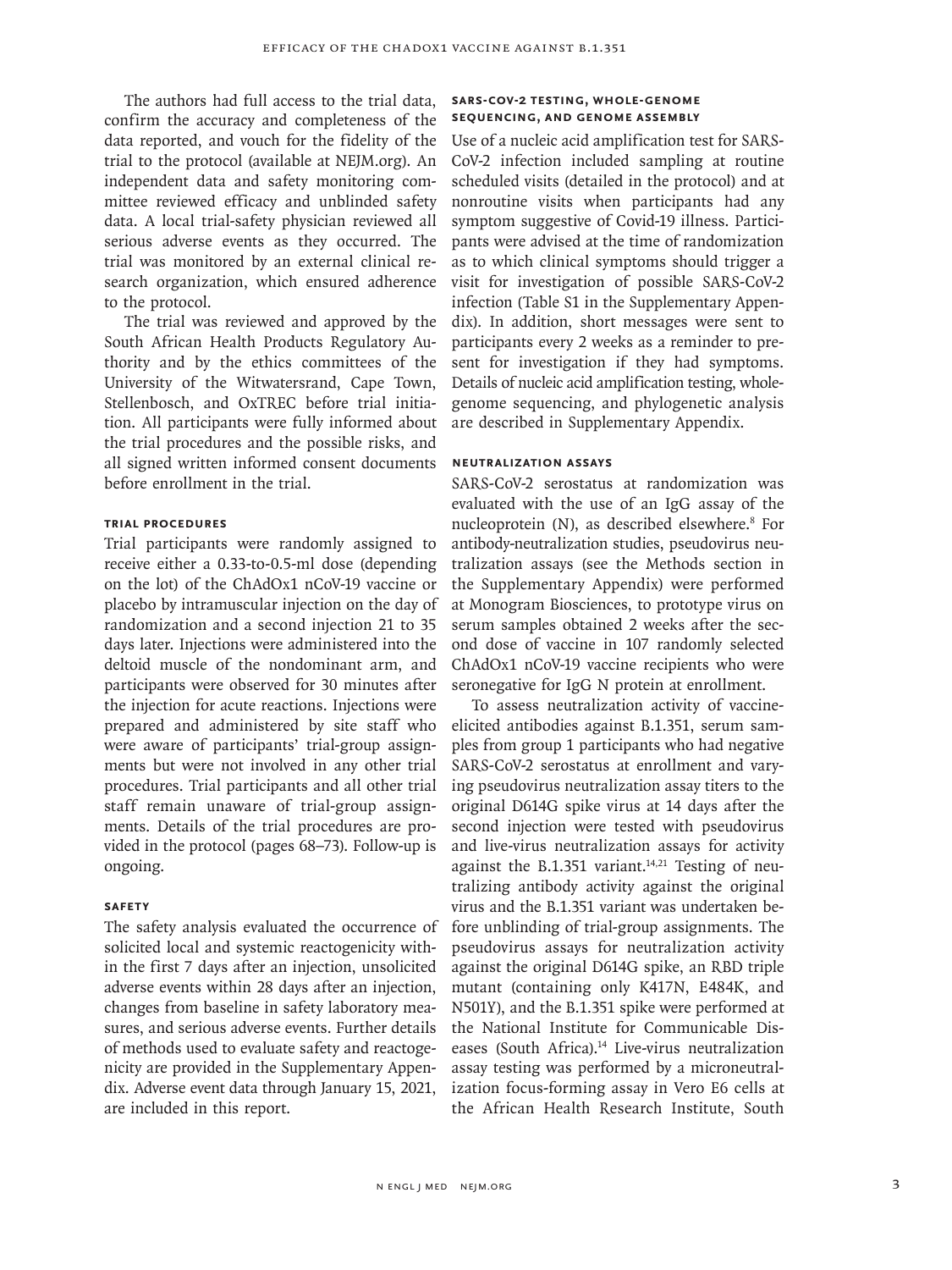The authors had full access to the trial data, confirm the accuracy and completeness of the data reported, and vouch for the fidelity of the trial to the protocol (available at NEJM.org). An independent data and safety monitoring committee reviewed efficacy and unblinded safety data. A local trial-safety physician reviewed all serious adverse events as they occurred. The trial was monitored by an external clinical research organization, which ensured adherence to the protocol.

The trial was reviewed and approved by the South African Health Products Regulatory Authority and by the ethics committees of the University of the Witwatersrand, Cape Town, Stellenbosch, and OxTREC before trial initiation. All participants were fully informed about the trial procedures and the possible risks, and all signed written informed consent documents before enrollment in the trial.

### Trial Procedures

Trial participants were randomly assigned to receive either a 0.33-to-0.5-ml dose (depending on the lot) of the ChAdOx1 nCoV-19 vaccine or placebo by intramuscular injection on the day of randomization and a second injection 21 to 35 days later. Injections were administered into the deltoid muscle of the nondominant arm, and participants were observed for 30 minutes after the injection for acute reactions. Injections were prepared and administered by site staff who were aware of participants' trial-group assignments but were not involved in any other trial procedures. Trial participants and all other trial staff remain unaware of trial-group assignments. Details of the trial procedures are provided in the protocol (pages 68–73). Follow-up is ongoing.

### Safety

The safety analysis evaluated the occurrence of solicited local and systemic reactogenicity within the first 7 days after an injection, unsolicited adverse events within 28 days after an injection, changes from baseline in safety laboratory measures, and serious adverse events. Further details of methods used to evaluate safety and reactogenicity are provided in the Supplementary Appendix. Adverse event data through January 15, 2021, are included in this report.

### SARS-CoV-2 Testing, Whole-Genome Sequencing, and Genome Assembly

Use of a nucleic acid amplification test for SARS-CoV-2 infection included sampling at routine scheduled visits (detailed in the protocol) and at nonroutine visits when participants had any symptom suggestive of Covid-19 illness. Participants were advised at the time of randomization as to which clinical symptoms should trigger a visit for investigation of possible SARS-CoV-2 infection (Table S1 in the Supplementary Appendix). In addition, short messages were sent to participants every 2 weeks as a reminder to present for investigation if they had symptoms. Details of nucleic acid amplification testing, whole-genome sequencing, and phylogenetic analysis are described in Supplementary Appendix.

### Neutralization Assays

SARS-CoV-2 serostatus at randomization was evaluated with the use of an IgG assay of the nucleoprotein (N), as described elsewhere.[8] For antibody-neutralization studies, pseudovirus neutralization assays (see the Methods section in the Supplementary Appendix) were performed at Monogram Biosciences, to prototype virus on serum samples obtained 2 weeks after the second dose of vaccine in 107 randomly selected ChAdOx1 nCoV-19 vaccine recipients who were seronegative for IgG N protein at enrollment.

To assess neutralization activity of vaccine-elicited antibodies against B.1.351, serum samples from group 1 participants who had negative SARS-CoV-2 serostatus at enrollment and varying pseudovirus neutralization assay titers to the original D614G spike virus at 14 days after the second injection were tested with pseudovirus and live-virus neutralization assays for activity against the B.1.351 variant.[14,21] Testing of neutralizing antibody activity against the original virus and the B.1.351 variant was undertaken before unblinding of trial-group assignments. The pseudovirus assays for neutralization activity against the original D614G spike, an RBD triple mutant (containing only K417N, E484K, and N501Y), and the B.1.351 spike were performed at the National Institute for Communicable Diseases (South Africa).[14] Live-virus neutralization assay testing was performed by a microneutralization focus-forming assay in Vero E6 cells at the African Health Research Institute, South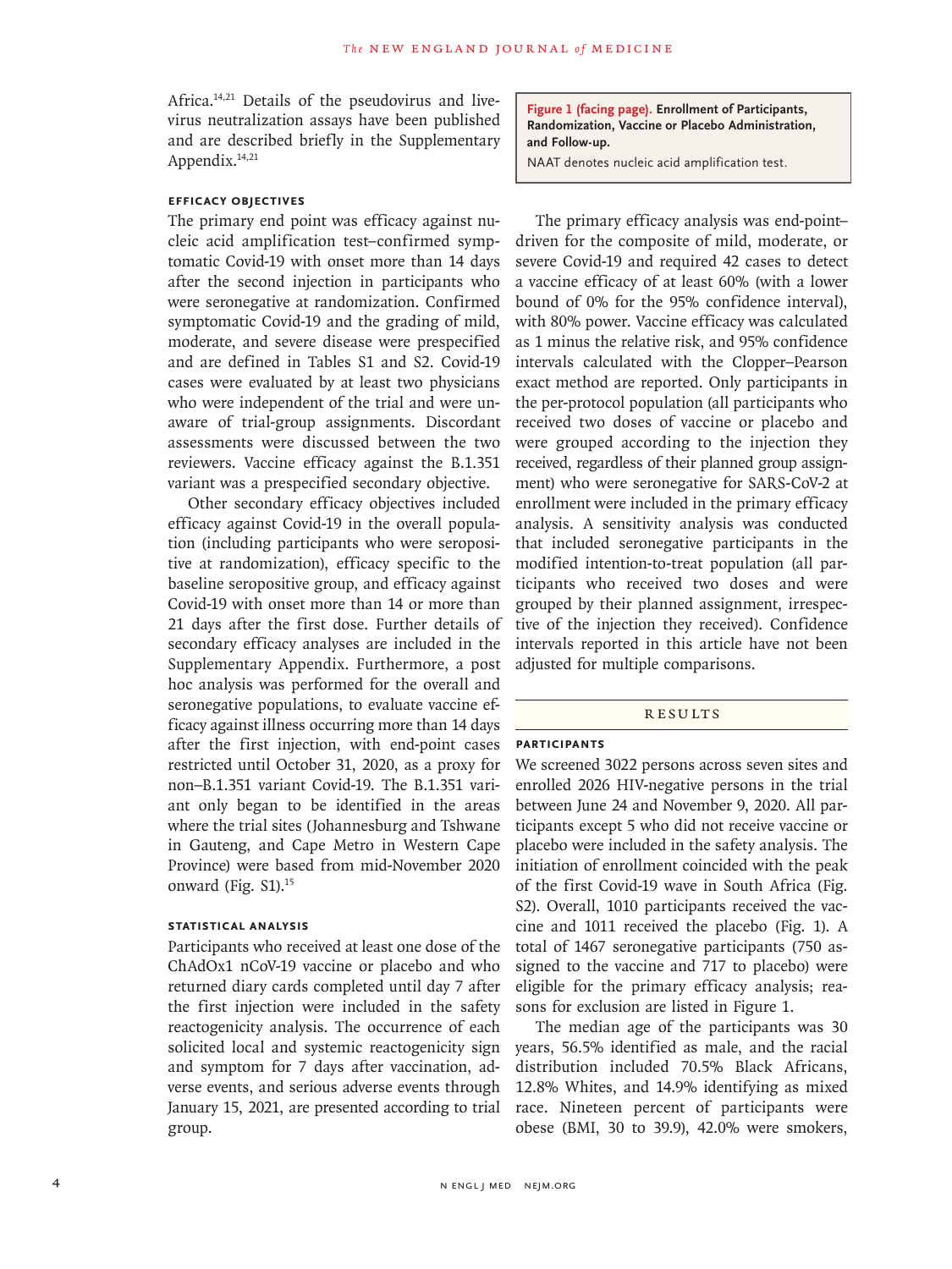Africa.[14,21] Details of the pseudovirus and live-virus neutralization assays have been published and are described briefly in the Supplementary Appendix.[14,21]

### Efficacy Objectives

The primary end point was efficacy against nucleic acid amplification test–confirmed symptomatic Covid-19 with onset more than 14 days after the second injection in participants who were seronegative at randomization. Confirmed symptomatic Covid-19 and the grading of mild, moderate, and severe disease were prespecified and are defined in Tables S1 and S2. Covid-19 cases were evaluated by at least two physicians who were independent of the trial and were unaware of trial-group assignments. Discordant assessments were discussed between the two reviewers. Vaccine efficacy against the B.1.351 variant was a prespecified secondary objective.

Other secondary efficacy objectives included efficacy against Covid-19 in the overall population (including participants who were seropositive at randomization), efficacy specific to the baseline seropositive group, and efficacy against Covid-19 with onset more than 14 or more than 21 days after the first dose. Further details of secondary efficacy analyses are included in the Supplementary Appendix. Furthermore, a post hoc analysis was performed for the overall and seronegative populations, to evaluate vaccine efficacy against illness occurring more than 14 days after the first injection, with end-point cases restricted until October 31, 2020, as a proxy for non–B.1.351 variant Covid-19. The B.1.351 variant only began to be identified in the areas where the trial sites (Johannesburg and Tshwane in Gauteng, and Cape Metro in Western Cape Province) were based from mid-November 2020 onward (Fig. S1).[15]

### Statistical Analysis

Participants who received at least one dose of the ChAdOx1 nCoV-19 vaccine or placebo and who returned diary cards completed until day 7 after the first injection were included in the safety reactogenicity analysis. The occurrence of each solicited local and systemic reactogenicity sign and symptom for 7 days after vaccination, adverse events, and serious adverse events through January 15, 2021, are presented according to trial group.

**Figure 1 (facing page). Enrollment of Participants, Randomization, Vaccine or Placebo Administration, and Follow-up.**

NAAT denotes nucleic acid amplification test.

The primary efficacy analysis was end-point–driven for the composite of mild, moderate, or severe Covid-19 and required 42 cases to detect a vaccine efficacy of at least 60% (with a lower bound of 0% for the 95% confidence interval), with 80% power. Vaccine efficacy was calculated as 1 minus the relative risk, and 95% confidence intervals calculated with the Clopper–Pearson exact method are reported. Only participants in the per-protocol population (all participants who received two doses of vaccine or placebo and were grouped according to the injection they received, regardless of their planned group assignment) who were seronegative for SARS-CoV-2 at enrollment were included in the primary efficacy analysis. A sensitivity analysis was conducted that included seronegative participants in the modified intention-to-treat population (all participants who received two doses and were grouped by their planned assignment, irrespective of the injection they received). Confidence intervals reported in this article have not been adjusted for multiple comparisons.

## Results

### Participants

We screened 3022 persons across seven sites and enrolled 2026 HIV-negative persons in the trial between June 24 and November 9, 2020. All participants except 5 who did not receive vaccine or placebo were included in the safety analysis. The initiation of enrollment coincided with the peak of the first Covid-19 wave in South Africa (Fig. S2). Overall, 1010 participants received the vaccine and 1011 received the placebo (Fig. 1). A total of 1467 seronegative participants (750 assigned to the vaccine and 717 to placebo) were eligible for the primary efficacy analysis; reasons for exclusion are listed in Figure 1.

The median age of the participants was 30 years, 56.5% identified as male, and the racial distribution included 70.5% Black Africans, 12.8% Whites, and 14.9% identifying as mixed race. Nineteen percent of participants were obese (BMI, 30 to 39.9), 42.0% were smokers,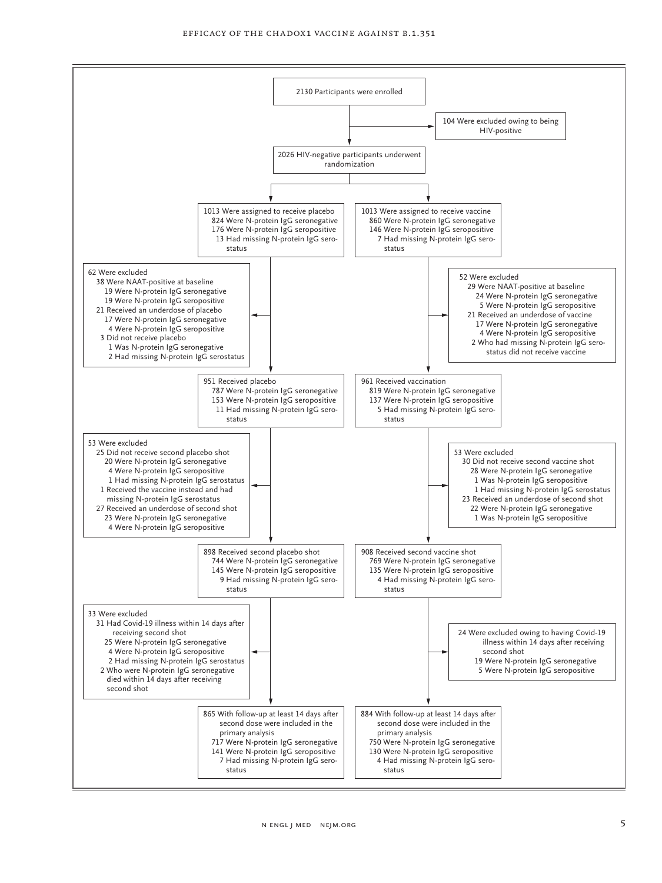2130 Participants were enrolled

104 Were excluded owing to being HIV-positive

2026 HIV-negative participants underwent randomization

**Placebo group**

1013 Were assigned to receive placebo
- 824 Were N-protein IgG seronegative
- 176 Were N-protein IgG seropositive
- 13 Had missing N-protein IgG serostatus

62 Were excluded
- 38 Were NAAT-positive at baseline
  - 19 Were N-protein IgG seronegative
  - 19 Were N-protein IgG seropositive
- 21 Received an underdose of placebo
  - 17 Were N-protein IgG seronegative
  - 4 Were N-protein IgG seropositive
- 3 Did not receive placebo
  - 1 Was N-protein IgG seronegative
  - 2 Had missing N-protein IgG serostatus

951 Received placebo
- 787 Were N-protein IgG seronegative
- 153 Were N-protein IgG seropositive
- 11 Had missing N-protein IgG serostatus

53 Were excluded
- 25 Did not receive second placebo shot
  - 20 Were N-protein IgG seronegative
  - 4 Were N-protein IgG seropositive
  - 1 Had missing N-protein IgG serostatus
- 1 Received the vaccine instead and had missing N-protein IgG serostatus
- 27 Received an underdose of second shot
  - 23 Were N-protein IgG seronegative
  - 4 Were N-protein IgG seropositive

898 Received second placebo shot
- 744 Were N-protein IgG seronegative
- 145 Were N-protein IgG seropositive
- 9 Had missing N-protein IgG serostatus

33 Were excluded
- 31 Had Covid-19 illness within 14 days after receiving second shot
  - 25 Were N-protein IgG seronegative
  - 4 Were N-protein IgG seropositive
  - 2 Had missing N-protein IgG serostatus
- 2 Who were N-protein IgG seronegative died within 14 days after receiving second shot

865 With follow-up at least 14 days after second dose were included in the primary analysis
- 717 Were N-protein IgG seronegative
- 141 Were N-protein IgG seropositive
- 7 Had missing N-protein IgG serostatus

**Vaccine group**

1013 Were assigned to receive vaccine
- 860 Were N-protein IgG seronegative
- 146 Were N-protein IgG seropositive
- 7 Had missing N-protein IgG serostatus

52 Were excluded
- 29 Were NAAT-positive at baseline
  - 24 Were N-protein IgG seronegative
  - 5 Were N-protein IgG seropositive
- 21 Received an underdose of vaccine
  - 17 Were N-protein IgG seronegative
  - 4 Were N-protein IgG seropositive
- 2 Who had missing N-protein IgG serostatus did not receive vaccine

961 Received vaccination
- 819 Were N-protein IgG seronegative
- 137 Were N-protein IgG seropositive
- 5 Had missing N-protein IgG serostatus

53 Were excluded
- 30 Did not receive second vaccine shot
  - 28 Were N-protein IgG seronegative
  - 1 Was N-protein IgG seropositive
  - 1 Had missing N-protein IgG serostatus
- 23 Received an underdose of second shot
  - 22 Were N-protein IgG seronegative
  - 1 Was N-protein IgG seropositive

908 Received second vaccine shot
- 769 Were N-protein IgG seronegative
- 135 Were N-protein IgG seropositive
- 4 Had missing N-protein IgG serostatus

24 Were excluded owing to having Covid-19 illness within 14 days after receiving second shot
- 19 Were N-protein IgG seronegative
- 5 Were N-protein IgG seropositive

884 With follow-up at least 14 days after second dose were included in the primary analysis
- 750 Were N-protein IgG seronegative
- 130 Were N-protein IgG seropositive
- 4 Had missing N-protein IgG serostatus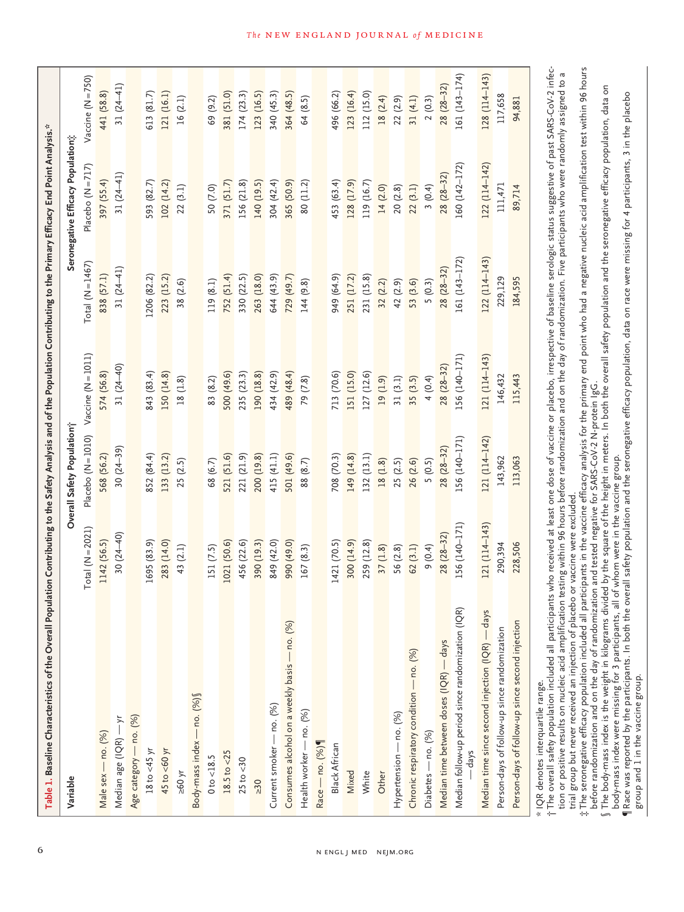**Table 1. Baseline Characteristics of the Overall Population Contributing to the Safety Analysis and of the Population Contributing to the Primary Efficacy End Point Analysis.***

| Variable | Overall Safety Population† | | | Seronegative Efficacy Population‡ | | |
|---|---|---|---|---|---|---|
| | Total (N=2021) | Placebo (N=1010) | Vaccine (N=1011) | Total (N=1467) | Placebo (N=717) | Vaccine (N=750) |
| Male sex — no. (%) | 1142 (56.5) | 568 (56.2) | 574 (56.8) | 838 (57.1) | 397 (55.4) | 441 (58.8) |
| Median age (IQR) — yr | 30 (24–40) | 30 (24–39) | 31 (24–40) | 31 (24–41) | 31 (24–41) | 31 (24–41) |
| Age category — no. (%) | | | | | | |
| 18 to <45 yr | 1695 (83.9) | 852 (84.4) | 843 (83.4) | 1206 (82.2) | 593 (82.7) | 613 (81.7) |
| 45 to <60 yr | 283 (14.0) | 133 (13.2) | 150 (14.8) | 223 (15.2) | 102 (14.2) | 121 (16.1) |
| ≥60 yr | 43 (2.1) | 25 (2.5) | 18 (1.8) | 38 (2.6) | 22 (3.1) | 16 (2.1) |
| Body-mass index — no. (%)§ | | | | | | |
| 0 to <18.5 | 151 (7.5) | 68 (6.7) | 83 (8.2) | 119 (8.1) | 50 (7.0) | 69 (9.2) |
| 18.5 to <25 | 1021 (50.6) | 521 (51.6) | 500 (49.6) | 752 (51.4) | 371 (51.7) | 381 (51.0) |
| 25 to <30 | 456 (22.6) | 221 (21.9) | 235 (23.3) | 330 (22.5) | 156 (21.8) | 174 (23.3) |
| ≥30 | 390 (19.3) | 200 (19.8) | 190 (18.8) | 263 (18.0) | 140 (19.5) | 123 (16.5) |
| Current smoker — no. (%) | 849 (42.0) | 415 (41.1) | 434 (42.9) | 644 (43.9) | 304 (42.4) | 340 (45.3) |
| Consumes alcohol on a weekly basis — no. (%) | 990 (49.0) | 501 (49.6) | 489 (48.4) | 729 (49.7) | 365 (50.9) | 364 (48.5) |
| Health worker — no. (%) | 167 (8.3) | 88 (8.7) | 79 (7.8) | 144 (9.8) | 80 (11.2) | 64 (8.5) |
| Race — no. (%)¶ | | | | | | |
| Black African | 1421 (70.5) | 708 (70.3) | 713 (70.6) | 949 (64.9) | 453 (63.4) | 496 (66.2) |
| Mixed | 300 (14.9) | 149 (14.8) | 151 (15.0) | 251 (17.2) | 128 (17.9) | 123 (16.4) |
| White | 259 (12.8) | 132 (13.1) | 127 (12.6) | 231 (15.8) | 119 (16.7) | 112 (15.0) |
| Other | 37 (1.8) | 18 (1.8) | 19 (1.9) | 32 (2.2) | 14 (2.0) | 18 (2.4) |
| Hypertension — no. (%) | 56 (2.8) | 25 (2.5) | 31 (3.1) | 42 (2.9) | 20 (2.8) | 22 (2.9) |
| Chronic respiratory condition — no. (%) | 62 (3.1) | 26 (2.6) | 35 (3.5) | 53 (3.6) | 22 (3.1) | 31 (4.1) |
| Diabetes — no. (%) | 9 (0.4) | 5 (0.5) | 4 (0.4) | 5 (0.3) | 3 (0.4) | 2 (0.3) |
| Median time between doses (IQR) — days | 28 (28–32) | 28 (28–32) | 28 (28–32) | 28 (28–32) | 28 (28–32) | 28 (28–32) |
| Median follow-up period since randomization (IQR) — days | 156 (140–171) | 156 (140–171) | 156 (140–171) | 161 (143–172) | 160 (142–172) | 161 (143–174) |
| Median time since second injection (IQR) — days | 121 (114–143) | 121 (114–142) | 121 (114–143) | 122 (114–143) | 122 (114–142) | 128 (114–143) |
| Person-days of follow-up since randomization | 290,394 | 143,962 | 146,432 | 229,129 | 111,471 | 117,658 |
| Person-days of follow-up since second injection | 228,506 | 113,063 | 115,443 | 184,595 | 89,714 | 94,881 |

\* IQR denotes interquartile range.

† The overall safety population included all participants who received at least one dose of vaccine or placebo, irrespective of baseline serologic status suggestive of past SARS-CoV-2 infection or positive results on nucleic acid amplification testing within 96 hours before randomization and on the day of randomization. Five participants who were randomly assigned to a trial group but never received an injection of placebo or vaccine were excluded.

‡ The seronegative efficacy population included all participants in the vaccine efficacy analysis for the primary end point who had a negative nucleic acid amplification test within 96 hours before randomization and on the day of randomization and tested negative for SARS-CoV-2 N-protein IgG.

§ The body-mass index is the weight in kilograms divided by the square of the height in meters. In both the overall safety population and the seronegative efficacy population, data on body-mass index were missing for 3 participants, all of whom were in the vaccine group.

¶ Race was reported by the participants. In both the overall safety population and the seronegative efficacy population, data on race were missing for 4 participants, 3 in the placebo group and 1 in the vaccine group.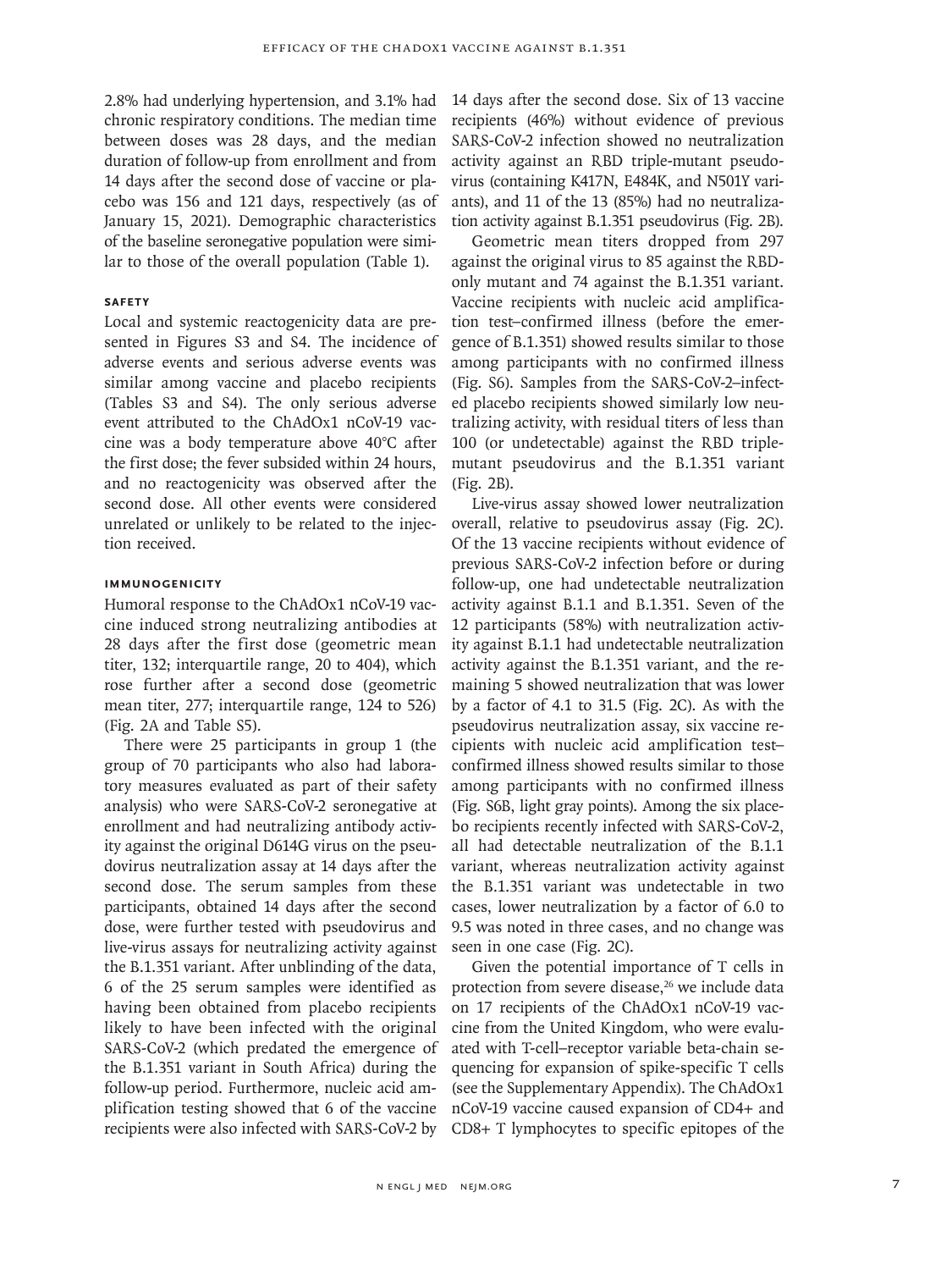2.8% had underlying hypertension, and 3.1% had chronic respiratory conditions. The median time between doses was 28 days, and the median duration of follow-up from enrollment and from 14 days after the second dose of vaccine or placebo was 156 and 121 days, respectively (as of January 15, 2021). Demographic characteristics of the baseline seronegative population were similar to those of the overall population (Table 1).

### Safety

Local and systemic reactogenicity data are presented in Figures S3 and S4. The incidence of adverse events and serious adverse events was similar among vaccine and placebo recipients (Tables S3 and S4). The only serious adverse event attributed to the ChAdOx1 nCoV-19 vaccine was a body temperature above 40°C after the first dose; the fever subsided within 24 hours, and no reactogenicity was observed after the second dose. All other events were considered unrelated or unlikely to be related to the injection received.

### Immunogenicity

Humoral response to the ChAdOx1 nCoV-19 vaccine induced strong neutralizing antibodies at 28 days after the first dose (geometric mean titer, 132; interquartile range, 20 to 404), which rose further after a second dose (geometric mean titer, 277; interquartile range, 124 to 526) (Fig. 2A and Table S5).

There were 25 participants in group 1 (the group of 70 participants who also had laboratory measures evaluated as part of their safety analysis) who were SARS-CoV-2 seronegative at enrollment and had neutralizing antibody activity against the original D614G virus on the pseudovirus neutralization assay at 14 days after the second dose. The serum samples from these participants, obtained 14 days after the second dose, were further tested with pseudovirus and live-virus assays for neutralizing activity against the B.1.351 variant. After unblinding of the data, 6 of the 25 serum samples were identified as having been obtained from placebo recipients likely to have been infected with the original SARS-CoV-2 (which predated the emergence of the B.1.351 variant in South Africa) during the follow-up period. Furthermore, nucleic acid amplification testing showed that 6 of the vaccine recipients were also infected with SARS-CoV-2 by 14 days after the second dose. Six of 13 vaccine recipients (46%) without evidence of previous SARS-CoV-2 infection showed no neutralization activity against an RBD triple-mutant pseudovirus (containing K417N, E484K, and N501Y variants), and 11 of the 13 (85%) had no neutralization activity against B.1.351 pseudovirus (Fig. 2B).

Geometric mean titers dropped from 297 against the original virus to 85 against the RBD-only mutant and 74 against the B.1.351 variant. Vaccine recipients with nucleic acid amplification test–confirmed illness (before the emergence of B.1.351) showed results similar to those among participants with no confirmed illness (Fig. S6). Samples from the SARS-CoV-2–infected placebo recipients showed similarly low neutralizing activity, with residual titers of less than 100 (or undetectable) against the RBD triple-mutant pseudovirus and the B.1.351 variant (Fig. 2B).

Live-virus assay showed lower neutralization overall, relative to pseudovirus assay (Fig. 2C). Of the 13 vaccine recipients without evidence of previous SARS-CoV-2 infection before or during follow-up, one had undetectable neutralization activity against B.1.1 and B.1.351. Seven of the 12 participants (58%) with neutralization activity against B.1.1 had undetectable neutralization activity against the B.1.351 variant, and the remaining 5 showed neutralization that was lower by a factor of 4.1 to 31.5 (Fig. 2C). As with the pseudovirus neutralization assay, six vaccine recipients with nucleic acid amplification test–confirmed illness showed results similar to those among participants with no confirmed illness (Fig. S6B, light gray points). Among the six placebo recipients recently infected with SARS-CoV-2, all had detectable neutralization of the B.1.1 variant, whereas neutralization activity against the B.1.351 variant was undetectable in two cases, lower neutralization by a factor of 6.0 to 9.5 was noted in three cases, and no change was seen in one case (Fig. 2C).

Given the potential importance of T cells in protection from severe disease,[26] we include data on 17 recipients of the ChAdOx1 nCoV-19 vaccine from the United Kingdom, who were evaluated with T-cell–receptor variable beta-chain sequencing for expansion of spike-specific T cells (see the Supplementary Appendix). The ChAdOx1 nCoV-19 vaccine caused expansion of CD4+ and CD8+ T lymphocytes to specific epitopes of the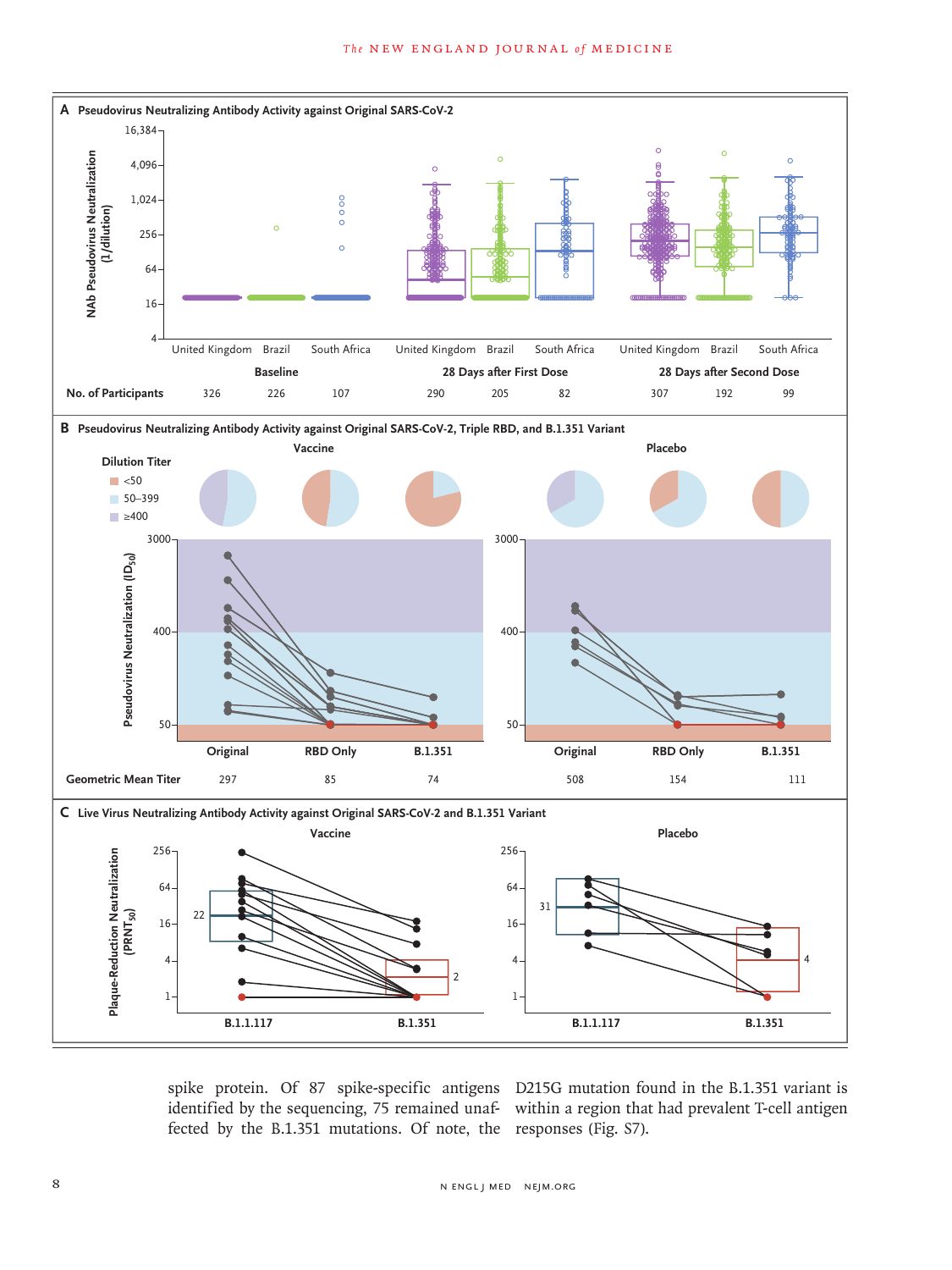**A Pseudovirus Neutralizing Antibody Activity against Original SARS-CoV-2**

| | Baseline | | | 28 Days after First Dose | | | 28 Days after Second Dose | | |
|---|---|---|---|---|---|---|---|---|---|
| | United Kingdom | Brazil | South Africa | United Kingdom | Brazil | South Africa | United Kingdom | Brazil | South Africa |
| No. of Participants | 326 | 226 | 107 | 290 | 205 | 82 | 307 | 192 | 99 |

**B Pseudovirus Neutralizing Antibody Activity against Original SARS-CoV-2, Triple RBD, and B.1.351 Variant**

| | Vaccine | | | Placebo | | |
|---|---|---|---|---|---|---|
| | Original | RBD Only | B.1.351 | Original | RBD Only | B.1.351 |
| Geometric Mean Titer | 297 | 85 | 74 | 508 | 154 | 111 |

**C Live Virus Neutralizing Antibody Activity against Original SARS-CoV-2 and B.1.351 Variant**

spike protein. Of 87 spike-specific antigens identified by the sequencing, 75 remained unaffected by the B.1.351 mutations. Of note, the D215G mutation found in the B.1.351 variant is within a region that had prevalent T-cell antigen responses (Fig. S7).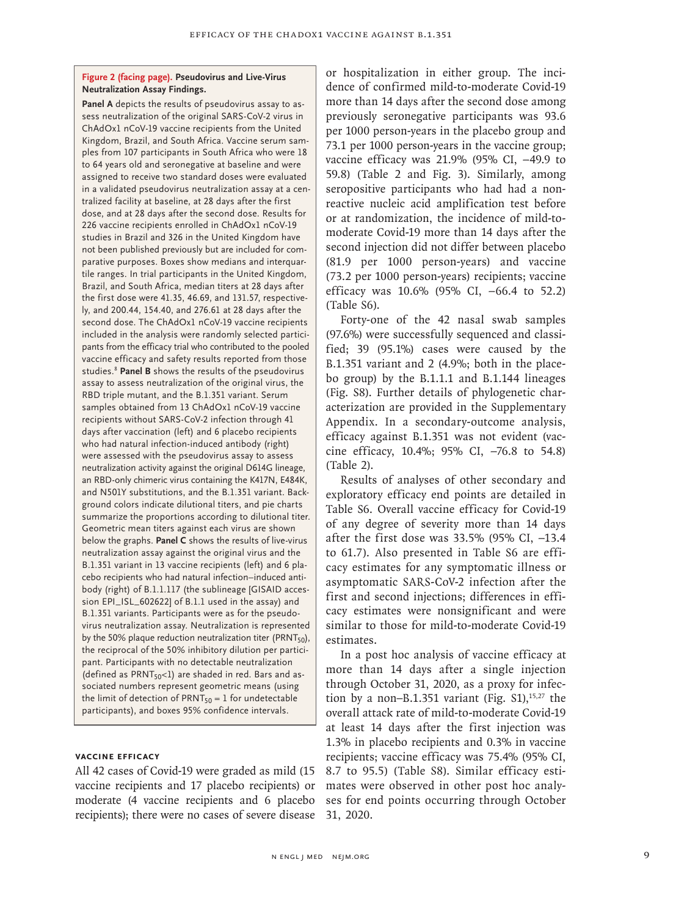**Figure 2 (facing page). Pseudovirus and Live-Virus Neutralization Assay Findings.**

**Panel A** depicts the results of pseudovirus assay to assess neutralization of the original SARS-CoV-2 virus in ChAdOx1 nCoV-19 vaccine recipients from the United Kingdom, Brazil, and South Africa. Vaccine serum samples from 107 participants in South Africa who were 18 to 64 years old and seronegative at baseline and were assigned to receive two standard doses were evaluated in a validated pseudovirus neutralization assay at a centralized facility at baseline, at 28 days after the first dose, and at 28 days after the second dose. Results for 226 vaccine recipients enrolled in ChAdOx1 nCoV-19 studies in Brazil and 326 in the United Kingdom have not been published previously but are included for comparative purposes. Boxes show medians and interquartile ranges. In trial participants in the United Kingdom, Brazil, and South Africa, median titers at 28 days after the first dose were 41.35, 46.69, and 131.57, respectively, and 200.44, 154.40, and 276.61 at 28 days after the second dose. The ChAdOx1 nCoV-19 vaccine recipients included in the analysis were randomly selected participants from the efficacy trial who contributed to the pooled vaccine efficacy and safety results reported from those studies.[8] **Panel B** shows the results of the pseudovirus assay to assess neutralization of the original virus, the RBD triple mutant, and the B.1.351 variant. Serum samples obtained from 13 ChAdOx1 nCoV-19 vaccine recipients without SARS-CoV-2 infection through 41 days after vaccination (left) and 6 placebo recipients who had natural infection-induced antibody (right) were assessed with the pseudovirus assay to assess neutralization activity against the original D614G lineage, an RBD-only chimeric virus containing the K417N, E484K, and N501Y substitutions, and the B.1.351 variant. Background colors indicate dilutional titers, and pie charts summarize the proportions according to dilutional titer. Geometric mean titers against each virus are shown below the graphs. **Panel C** shows the results of live-virus neutralization assay against the original virus and the B.1.351 variant in 13 vaccine recipients (left) and 6 placebo recipients who had natural infection–induced antibody (right) of B.1.1.117 (the sublineage [GISAID accession EPI_ISL_602622] of B.1.1 used in the assay) and B.1.351 variants. Participants were as for the pseudovirus neutralization assay. Neutralization is represented by the 50% plaque reduction neutralization titer ($PRNT_{50}$), the reciprocal of the 50% inhibitory dilution per participant. Participants with no detectable neutralization (defined as $PRNT_{50}$<1) are shaded in red. Bars and associated numbers represent geometric means (using the limit of detection of $PRNT_{50}$ = 1 for undetectable participants), and boxes 95% confidence intervals.

### Vaccine Efficacy

All 42 cases of Covid-19 were graded as mild (15 vaccine recipients and 17 placebo recipients) or moderate (4 vaccine recipients and 6 placebo recipients); there were no cases of severe disease or hospitalization in either group. The incidence of confirmed mild-to-moderate Covid-19 more than 14 days after the second dose among previously seronegative participants was 93.6 per 1000 person-years in the placebo group and 73.1 per 1000 person-years in the vaccine group; vaccine efficacy was 21.9% (95% CI, −49.9 to 59.8) (Table 2 and Fig. 3). Similarly, among seropositive participants who had had a nonreactive nucleic acid amplification test before or at randomization, the incidence of mild-to-moderate Covid-19 more than 14 days after the second injection did not differ between placebo (81.9 per 1000 person-years) and vaccine (73.2 per 1000 person-years) recipients; vaccine efficacy was 10.6% (95% CI, −66.4 to 52.2) (Table S6).

Forty-one of the 42 nasal swab samples (97.6%) were successfully sequenced and classified; 39 (95.1%) cases were caused by the B.1.351 variant and 2 (4.9%; both in the placebo group) by the B.1.1.1 and B.1.144 lineages (Fig. S8). Further details of phylogenetic characterization are provided in the Supplementary Appendix. In a secondary-outcome analysis, efficacy against B.1.351 was not evident (vaccine efficacy, 10.4%; 95% CI, −76.8 to 54.8) (Table 2).

Results of analyses of other secondary and exploratory efficacy end points are detailed in Table S6. Overall vaccine efficacy for Covid-19 of any degree of severity more than 14 days after the first dose was 33.5% (95% CI, −13.4 to 61.7). Also presented in Table S6 are efficacy estimates for any symptomatic illness or asymptomatic SARS-CoV-2 infection after the first and second injections; differences in efficacy estimates were nonsignificant and were similar to those for mild-to-moderate Covid-19 estimates.

In a post hoc analysis of vaccine efficacy at more than 14 days after a single injection through October 31, 2020, as a proxy for infection by a non–B.1.351 variant (Fig. S1),[15,27] the overall attack rate of mild-to-moderate Covid-19 at least 14 days after the first injection was 1.3% in placebo recipients and 0.3% in vaccine recipients; vaccine efficacy was 75.4% (95% CI, 8.7 to 95.5) (Table S8). Similar efficacy estimates were observed in other post hoc analyses for end points occurring through October 31, 2020.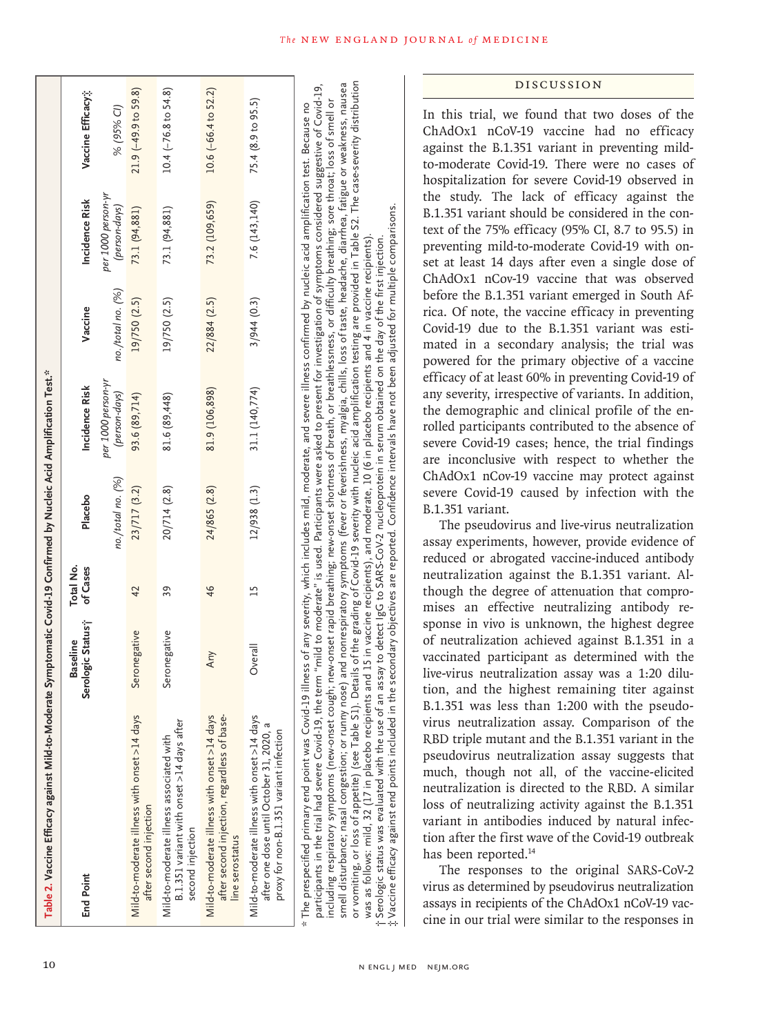**Table 2. Vaccine Efficacy against Mild-to-Moderate Symptomatic Covid-19 Confirmed by Nucleic Acid Amplification Test.***

| End Point | Baseline Serologic Status† | Total No. of Cases | Placebo | Incidence Risk | Vaccine | Incidence Risk | Vaccine Efficacy‡ |
|---|---|---|---|---|---|---|---|
| | | | no./total no. (%) | per 1000 person-yr (person-days) | no./total no. (%) | per 1000 person-yr (person-days) | % (95% CI) |
| Mild-to-moderate illness with onset >14 days after second injection | Seronegative | 42 | 23/717 (3.2) | 93.6 (89,714) | 19/750 (2.5) | 73.1 (94,881) | 21.9 (−49.9 to 59.8) |
| Mild-to-moderate illness associated with B.1.351 variant with onset >14 days after second injection | Seronegative | 39 | 20/714 (2.8) | 81.6 (89,448) | 19/750 (2.5) | 73.1 (94,881) | 10.4 (−76.8 to 54.8) |
| Mild-to-moderate illness with onset >14 days after second injection, regardless of baseline serostatus | Any | 46 | 24/865 (2.8) | 81.9 (106,898) | 22/884 (2.5) | 73.2 (109,659) | 10.6 (−66.4 to 52.2) |
| Mild-to-moderate illness with onset >14 days after one dose until October 31, 2020, a proxy for non-B.1.351 variant infection | Overall | 15 | 12/938 (1.3) | 31.1 (140,774) | 3/944 (0.3) | 7.6 (143,140) | 75.4 (8.9 to 95.5) |

\* The prespecified primary end point was Covid-19 illness of any severity, which includes mild, moderate, and severe illness confirmed by nucleic acid amplification test. Because no participants in the trial had severe Covid-19, the term "mild to moderate" is used. Participants were asked to present for investigation of symptoms considered suggestive of Covid-19, including respiratory symptoms (new-onset cough; new-onset rapid breathing; new-onset shortness of breath, or breathlessness, or difficulty breathing; sore throat; loss of smell or smell disturbance; nasal congestion; or runny nose) and nonrespiratory symptoms (fever or feverishness, myalgia, chills, loss of taste, headache, diarrhea, fatigue or weakness, nausea or vomiting, or loss of appetite) (see Table S1). Details of the grading of Covid-19 severity with nucleic acid amplification testing are provided in Table S2. The case-severity distribution was as follows: mild, 32 (17 in placebo recipients and 15 in vaccine recipients), and moderate, 10 (6 in placebo recipients and 4 in vaccine recipients).

† Serologic status was evaluated with the use of an assay to detect IgG to SARS-CoV-2 nucleoprotein in serum obtained on the day of the first injection.

‡ Vaccine efficacy against end points included in the secondary objectives are reported. Confidence intervals have not been adjusted for multiple comparisons.

## DISCUSSION

In this trial, we found that two doses of the ChAdOx1 nCoV-19 vaccine had no efficacy against the B.1.351 variant in preventing mild-to-moderate Covid-19. There were no cases of hospitalization for severe Covid-19 observed in the study. The lack of efficacy against the B.1.351 variant should be considered in the context of the 75% efficacy (95% CI, 8.7 to 95.5) in preventing mild-to-moderate Covid-19 with onset at least 14 days after even a single dose of ChAdOx1 nCov-19 vaccine that was observed before the B.1.351 variant emerged in South Africa. Of note, the vaccine efficacy in preventing Covid-19 due to the B.1.351 variant was estimated in a secondary analysis; the trial was powered for the primary objective of a vaccine efficacy of at least 60% in preventing Covid-19 of any severity, irrespective of variants. In addition, the demographic and clinical profile of the enrolled participants contributed to the absence of severe Covid-19 cases; hence, the trial findings are inconclusive with respect to whether the ChAdOx1 nCov-19 vaccine may protect against severe Covid-19 caused by infection with the B.1.351 variant.

The pseudovirus and live-virus neutralization assay experiments, however, provide evidence of reduced or abrogated vaccine-induced antibody neutralization against the B.1.351 variant. Although the degree of attenuation that compromises an effective neutralizing antibody response in vivo is unknown, the highest degree of neutralization achieved against B.1.351 in a vaccinated participant as determined with the live-virus neutralization assay was a 1:20 dilution, and the highest remaining titer against B.1.351 was less than 1:200 with the pseudovirus neutralization assay. Comparison of the RBD triple mutant and the B.1.351 variant in the pseudovirus neutralization assay suggests that much, though not all, of the vaccine-elicited neutralization is directed to the RBD. A similar loss of neutralizing activity against the B.1.351 variant in antibodies induced by natural infection after the first wave of the Covid-19 outbreak has been reported.[14]

The responses to the original SARS-CoV-2 virus as determined by pseudovirus neutralization assays in recipients of the ChAdOx1 nCoV-19 vaccine in our trial were similar to the responses in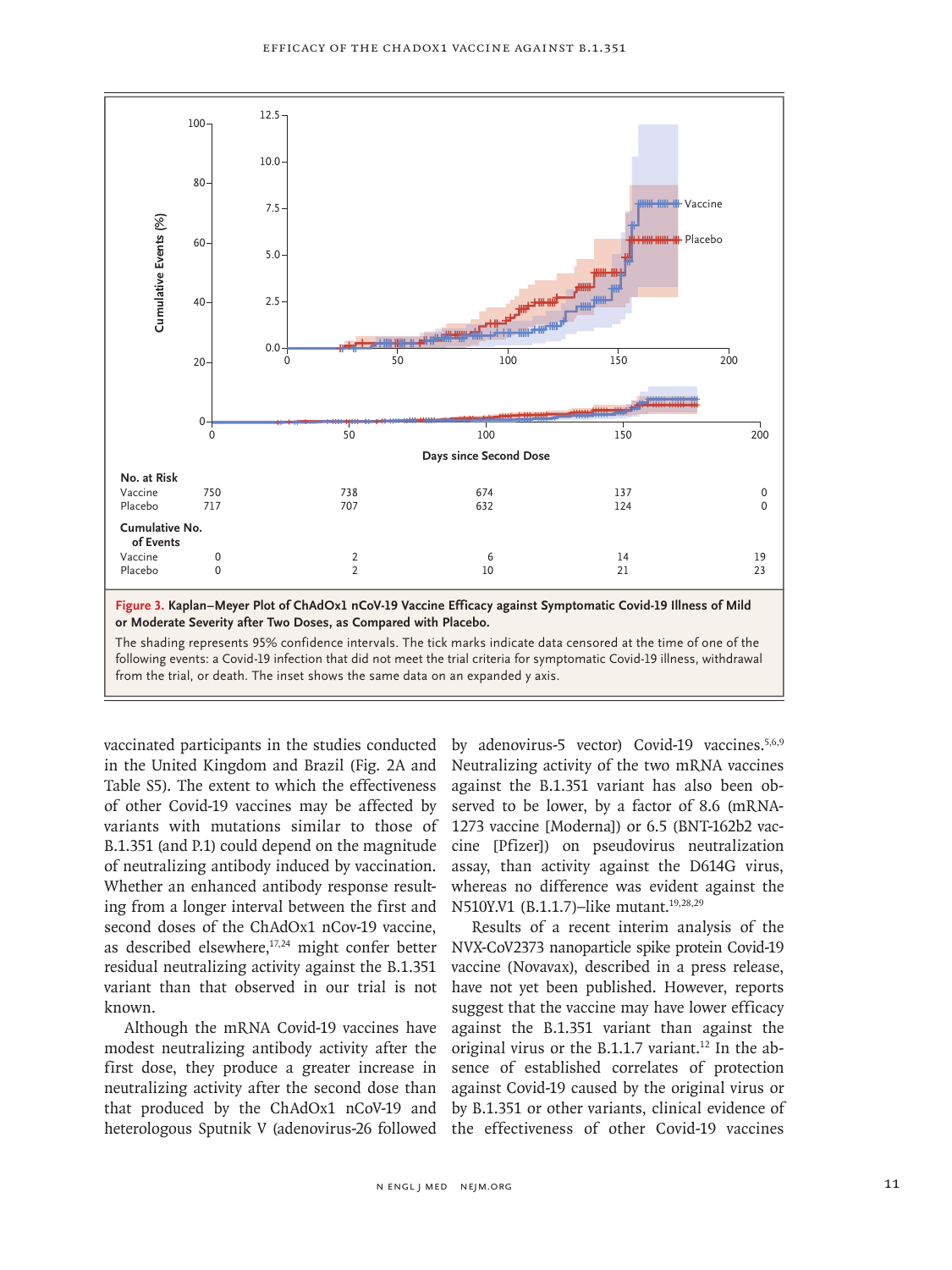| | 0 | 50 | 100 | 150 | 200 |
|---|---|---|---|---|---|
| **No. at Risk** | | | | | |
| Vaccine | 750 | 738 | 674 | 137 | 0 |
| Placebo | 717 | 707 | 632 | 124 | 0 |
| **Cumulative No. of Events** | | | | | |
| Vaccine | 0 | 2 | 6 | 14 | 19 |
| Placebo | 0 | 2 | 10 | 21 | 23 |

**Figure 3. Kaplan–Meyer Plot of ChAdOx1 nCoV-19 Vaccine Efficacy against Symptomatic Covid-19 Illness of Mild or Moderate Severity after Two Doses, as Compared with Placebo.**

The shading represents 95% confidence intervals. The tick marks indicate data censored at the time of one of the following events: a Covid-19 infection that did not meet the trial criteria for symptomatic Covid-19 illness, withdrawal from the trial, or death. The inset shows the same data on an expanded y axis.

vaccinated participants in the studies conducted in the United Kingdom and Brazil (Fig. 2A and Table S5). The extent to which the effectiveness of other Covid-19 vaccines may be affected by variants with mutations similar to those of B.1.351 (and P.1) could depend on the magnitude of neutralizing antibody induced by vaccination. Whether an enhanced antibody response resulting from a longer interval between the first and second doses of the ChAdOx1 nCov-19 vaccine, as described elsewhere,[17,24] might confer better residual neutralizing activity against the B.1.351 variant than that observed in our trial is not known.

Although the mRNA Covid-19 vaccines have modest neutralizing antibody activity after the first dose, they produce a greater increase in neutralizing activity after the second dose than that produced by the ChAdOx1 nCoV-19 and heterologous Sputnik V (adenovirus-26 followed by adenovirus-5 vector) Covid-19 vaccines.[5,6,9] Neutralizing activity of the two mRNA vaccines against the B.1.351 variant has also been observed to be lower, by a factor of 8.6 (mRNA-1273 vaccine [Moderna]) or 6.5 (BNT-162b2 vaccine [Pfizer]) on pseudovirus neutralization assay, than activity against the D614G virus, whereas no difference was evident against the N510Y.V1 (B.1.1.7)–like mutant.[19,28,29]

Results of a recent interim analysis of the NVX-CoV2373 nanoparticle spike protein Covid-19 vaccine (Novavax), described in a press release, have not yet been published. However, reports suggest that the vaccine may have lower efficacy against the B.1.351 variant than against the original virus or the B.1.1.7 variant.[12] In the absence of established correlates of protection against Covid-19 caused by the original virus or by B.1.351 or other variants, clinical evidence of the effectiveness of other Covid-19 vaccines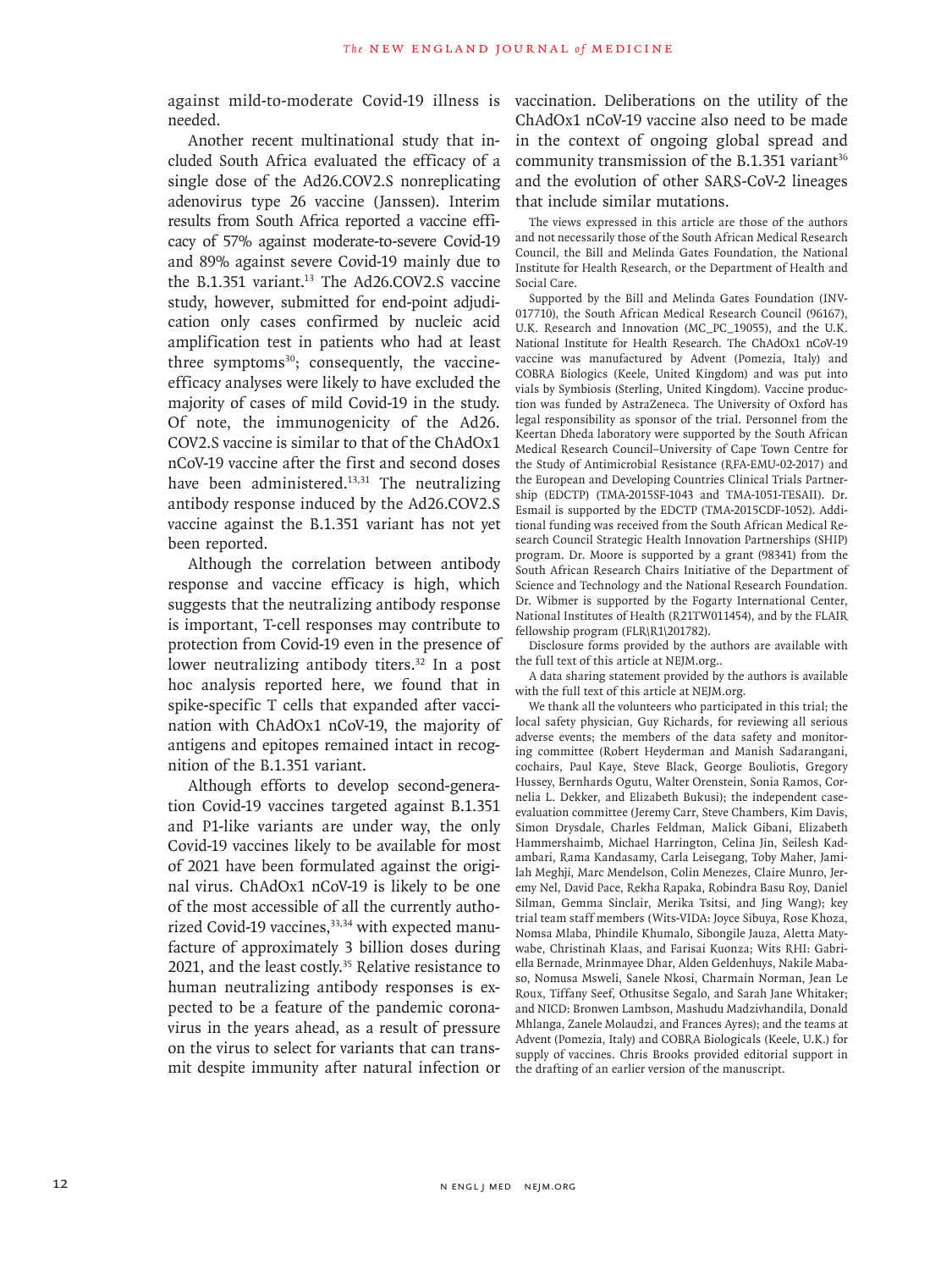against mild-to-moderate Covid-19 illness is needed.

Another recent multinational study that included South Africa evaluated the efficacy of a single dose of the Ad26.COV2.S nonreplicating adenovirus type 26 vaccine (Janssen). Interim results from South Africa reported a vaccine efficacy of 57% against moderate-to-severe Covid-19 and 89% against severe Covid-19 mainly due to the B.1.351 variant.[13] The Ad26.COV2.S vaccine study, however, submitted for end-point adjudication only cases confirmed by nucleic acid amplification test in patients who had at least three symptoms[30]; consequently, the vaccine-efficacy analyses were likely to have excluded the majority of cases of mild Covid-19 in the study. Of note, the immunogenicity of the Ad26.COV2.S vaccine is similar to that of the ChAdOx1 nCoV-19 vaccine after the first and second doses have been administered.[13,31] The neutralizing antibody response induced by the Ad26.COV2.S vaccine against the B.1.351 variant has not yet been reported.

Although the correlation between antibody response and vaccine efficacy is high, which suggests that the neutralizing antibody response is important, T-cell responses may contribute to protection from Covid-19 even in the presence of lower neutralizing antibody titers.[32] In a post hoc analysis reported here, we found that in spike-specific T cells that expanded after vaccination with ChAdOx1 nCoV-19, the majority of antigens and epitopes remained intact in recognition of the B.1.351 variant.

Although efforts to develop second-generation Covid-19 vaccines targeted against B.1.351 and P1-like variants are under way, the only Covid-19 vaccines likely to be available for most of 2021 have been formulated against the original virus. ChAdOx1 nCoV-19 is likely to be one of the most accessible of all the currently authorized Covid-19 vaccines,[33,34] with expected manufacture of approximately 3 billion doses during 2021, and the least costly.[35] Relative resistance to human neutralizing antibody responses is expected to be a feature of the pandemic coronavirus in the years ahead, as a result of pressure on the virus to select for variants that can transmit despite immunity after natural infection or vaccination. Deliberations on the utility of the ChAdOx1 nCoV-19 vaccine also need to be made in the context of ongoing global spread and community transmission of the B.1.351 variant[36] and the evolution of other SARS-CoV-2 lineages that include similar mutations.

The views expressed in this article are those of the authors and not necessarily those of the South African Medical Research Council, the Bill and Melinda Gates Foundation, the National Institute for Health Research, or the Department of Health and Social Care.

Supported by the Bill and Melinda Gates Foundation (INV-017710), the South African Medical Research Council (96167), U.K. Research and Innovation (MC_PC_19055), and the U.K. National Institute for Health Research. The ChAdOx1 nCoV-19 vaccine was manufactured by Advent (Pomezia, Italy) and COBRA Biologics (Keele, United Kingdom) and was put into vials by Symbiosis (Sterling, United Kingdom). Vaccine production was funded by AstraZeneca. The University of Oxford has legal responsibility as sponsor of the trial. Personnel from the Keertan Dheda laboratory were supported by the South African Medical Research Council–University of Cape Town Centre for the Study of Antimicrobial Resistance (RFA-EMU-02-2017) and the European and Developing Countries Clinical Trials Partnership (EDCTP) (TMA-2015SF-1043 and TMA-1051-TESAII). Dr. Esmail is supported by the EDCTP (TMA-2015CDF-1052). Additional funding was received from the South African Medical Research Council Strategic Health Innovation Partnerships (SHIP) program. Dr. Moore is supported by a grant (98341) from the South African Research Chairs Initiative of the Department of Science and Technology and the National Research Foundation. Dr. Wibmer is supported by the Fogarty International Center, National Institutes of Health (R21TW011454), and by the FLAIR fellowship program (FLR\R1\201782).

Disclosure forms provided by the authors are available with the full text of this article at NEJM.org..

A data sharing statement provided by the authors is available with the full text of this article at NEJM.org.

We thank all the volunteers who participated in this trial; the local safety physician, Guy Richards, for reviewing all serious adverse events; the members of the data safety and monitoring committee (Robert Heyderman and Manish Sadarangani, cochairs, Paul Kaye, Steve Black, George Bouliotis, Gregory Hussey, Bernhards Ogutu, Walter Orenstein, Sonia Ramos, Cornelia L. Dekker, and Elizabeth Bukusi); the independent case-evaluation committee (Jeremy Carr, Steve Chambers, Kim Davis, Simon Drysdale, Charles Feldman, Malick Gibani, Elizabeth Hammershaimb, Michael Harrington, Celina Jin, Seilesh Kadambari, Rama Kandasamy, Carla Leisegang, Toby Maher, Jamilah Meghji, Marc Mendelson, Colin Menezes, Claire Munro, Jeremy Nel, David Pace, Rekha Rapaka, Robindra Basu Roy, Daniel Silman, Gemma Sinclair, Merika Tsitsi, and Jing Wang); key trial team staff members (Wits-VIDA: Joyce Sibuya, Rose Khoza, Nomsa Mlaba, Phindile Khumalo, Sibongile Jauza, Aletta Matywabe, Christinah Klaas, and Farisai Kuonza; Wits RHI: Gabriella Bernade, Mrinmayee Dhar, Alden Geldenhuys, Nakile Mabaso, Nomusa Msweli, Sanele Nkosi, Charmain Norman, Jean Le Roux, Tiffany Seef, Othusitse Segalo, and Sarah Jane Whitaker; and NICD: Bronwen Lambson, Mashudu Madzivhandila, Donald Mhlanga, Zanele Molaudzi, and Frances Ayres); and the teams at Advent (Pomezia, Italy) and COBRA Biologicals (Keele, U.K.) for supply of vaccines. Chris Brooks provided editorial support in the drafting of an earlier version of the manuscript.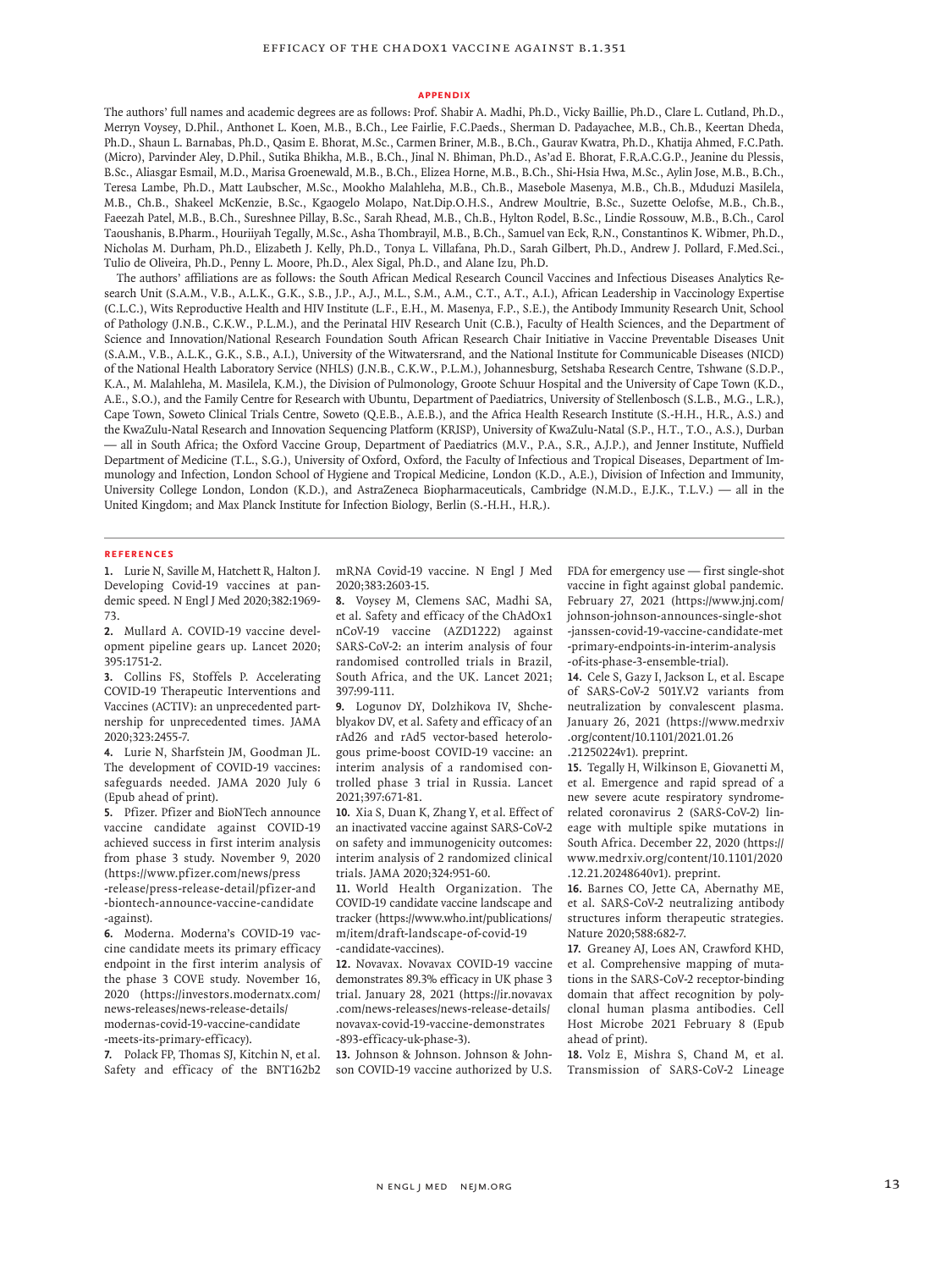## APPENDIX

The authors' full names and academic degrees are as follows: Prof. Shabir A. Madhi, Ph.D., Vicky Baillie, Ph.D., Clare L. Cutland, Ph.D., Merryn Voysey, D.Phil., Anthonet L. Koen, M.B., B.Ch., Lee Fairlie, F.C.Paeds., Sherman D. Padayachee, M.B., Ch.B., Keertan Dheda, Ph.D., Shaun L. Barnabas, Ph.D., Qasim E. Bhorat, M.Sc., Carmen Briner, M.B., B.Ch., Gaurav Kwatra, Ph.D., Khatija Ahmed, F.C.Path. (Micro), Parvinder Aley, D.Phil., Sutika Bhikha, M.B., B.Ch., Jinal N. Bhiman, Ph.D., As'ad E. Bhorat, F.R.A.C.G.P., Jeanine du Plessis, B.Sc., Aliasgar Esmail, M.D., Marisa Groenewald, M.B., B.Ch., Elizea Horne, M.B., B.Ch., Shi-Hsia Hwa, M.Sc., Aylin Jose, M.B., B.Ch., Teresa Lambe, Ph.D., Matt Laubscher, M.Sc., Mookho Malahleha, M.B., Ch.B., Masebole Masenya, M.B., Ch.B., Mduduzi Masilela, M.B., Ch.B., Shakeel McKenzie, B.Sc., Kgaogelo Molapo, Nat.Dip.O.H.S., Andrew Moultrie, B.Sc., Suzette Oelofse, M.B., Ch.B., Faeezah Patel, M.B., B.Ch., Sureshnee Pillay, B.Sc., Sarah Rhead, M.B., Ch.B., Hylton Rodel, B.Sc., Lindie Rossouw, M.B., B.Ch., Carol Taoushanis, B.Pharm., Houriiyah Tegally, M.Sc., Asha Thombrayil, M.B., B.Ch., Samuel van Eck, R.N., Constantinos K. Wibmer, Ph.D., Nicholas M. Durham, Ph.D., Elizabeth J. Kelly, Ph.D., Tonya L. Villafana, Ph.D., Sarah Gilbert, Ph.D., Andrew J. Pollard, F.Med.Sci., Tulio de Oliveira, Ph.D., Penny L. Moore, Ph.D., Alex Sigal, Ph.D., and Alane Izu, Ph.D.

The authors' affiliations are as follows: the South African Medical Research Council Vaccines and Infectious Diseases Analytics Research Unit (S.A.M., V.B., A.L.K., G.K., S.B., J.P., A.J., M.L., S.M., A.M., C.T., A.T., A.I.), African Leadership in Vaccinology Expertise (C.L.C.), Wits Reproductive Health and HIV Institute (L.F., E.H., M. Masenya, F.P., S.E.), the Antibody Immunity Research Unit, School of Pathology (J.N.B., C.K.W., P.L.M.), and the Perinatal HIV Research Unit (C.B.), Faculty of Health Sciences, and the Department of Science and Innovation/National Research Foundation South African Research Chair Initiative in Vaccine Preventable Diseases Unit (S.A.M., V.B., A.L.K., G.K., S.B., A.I.), University of the Witwatersrand, and the National Institute for Communicable Diseases (NICD) of the National Health Laboratory Service (NHLS) (J.N.B., C.K.W., P.L.M.), Johannesburg, Setshaba Research Centre, Tshwane (S.D.P., K.A., M. Malahleha, M. Masilela, K.M.), the Division of Pulmonology, Groote Schuur Hospital and the University of Cape Town (K.D., A.E., S.O.), and the Family Centre for Research with Ubuntu, Department of Paediatrics, University of Stellenbosch (S.L.B., M.G., L.R.), Cape Town, Soweto Clinical Trials Centre, Soweto (Q.E.B., A.E.B.), and the Africa Health Research Institute (S.-H.H., H.R., A.S.) and the KwaZulu-Natal Research and Innovation Sequencing Platform (KRISP), University of KwaZulu-Natal (S.P., H.T., T.O., A.S.), Durban — all in South Africa; the Oxford Vaccine Group, Department of Paediatrics (M.V., P.A., S.R., A.J.P.), and Jenner Institute, Nuffield Department of Medicine (T.L., S.G.), University of Oxford, Oxford, the Faculty of Infectious and Tropical Diseases, Department of Immunology and Infection, London School of Hygiene and Tropical Medicine, London (K.D., A.E.), Division of Infection and Immunity, University College London, London (K.D.), and AstraZeneca Biopharmaceuticals, Cambridge (N.M.D., E.J.K., T.L.V.) — all in the United Kingdom; and Max Planck Institute for Infection Biology, Berlin (S.-H.H., H.R.).

## REFERENCES

1. Lurie N, Saville M, Hatchett R, Halton J. Developing Covid-19 vaccines at pandemic speed. N Engl J Med 2020;382:1969-73.
2. Mullard A. COVID-19 vaccine development pipeline gears up. Lancet 2020; 395:1751-2.
3. Collins FS, Stoffels P. Accelerating COVID-19 Therapeutic Interventions and Vaccines (ACTIV): an unprecedented partnership for unprecedented times. JAMA 2020;323:2455-7.
4. Lurie N, Sharfstein JM, Goodman JL. The development of COVID-19 vaccines: safeguards needed. JAMA 2020 July 6 (Epub ahead of print).
5. Pfizer. Pfizer and BioNTech announce vaccine candidate against COVID-19 achieved success in first interim analysis from phase 3 study. November 9, 2020 (https://www.pfizer.com/news/press-release/press-release-detail/pfizer-and-biontech-announce-vaccine-candidate-against).
6. Moderna. Moderna's COVID-19 vaccine candidate meets its primary efficacy endpoint in the first interim analysis of the phase 3 COVE study. November 16, 2020 (https://investors.modernatx.com/news-releases/news-release-details/modernas-covid-19-vaccine-candidate-meets-its-primary-efficacy).
7. Polack FP, Thomas SJ, Kitchin N, et al. Safety and efficacy of the BNT162b2 mRNA Covid-19 vaccine. N Engl J Med 2020;383:2603-15.
8. Voysey M, Clemens SAC, Madhi SA, et al. Safety and efficacy of the ChAdOx1 nCoV-19 vaccine (AZD1222) against SARS-CoV-2: an interim analysis of four randomised controlled trials in Brazil, South Africa, and the UK. Lancet 2021; 397:99-111.
9. Logunov DY, Dolzhikova IV, Shcheblyakov DV, et al. Safety and efficacy of an rAd26 and rAd5 vector-based heterologous prime-boost COVID-19 vaccine: an interim analysis of a randomised controlled phase 3 trial in Russia. Lancet 2021;397:671-81.
10. Xia S, Duan K, Zhang Y, et al. Effect of an inactivated vaccine against SARS-CoV-2 on safety and immunogenicity outcomes: interim analysis of 2 randomized clinical trials. JAMA 2020;324:951-60.
11. World Health Organization. The COVID-19 candidate vaccine landscape and tracker (https://www.who.int/publications/m/item/draft-landscape-of-covid-19-candidate-vaccines).
12. Novavax. Novavax COVID-19 vaccine demonstrates 89.3% efficacy in UK phase 3 trial. January 28, 2021 (https://ir.novavax.com/news-releases/news-release-details/novavax-covid-19-vaccine-demonstrates-893-efficacy-uk-phase-3).
13. Johnson & Johnson. Johnson & Johnson COVID-19 vaccine authorized by U.S. FDA for emergency use — first single-shot vaccine in fight against global pandemic. February 27, 2021 (https://www.jnj.com/johnson-johnson-announces-single-shot-janssen-covid-19-vaccine-candidate-met-primary-endpoints-in-interim-analysis-of-its-phase-3-ensemble-trial).
14. Cele S, Gazy I, Jackson L, et al. Escape of SARS-CoV-2 501Y.V2 variants from neutralization by convalescent plasma. January 26, 2021 (https://www.medrxiv.org/content/10.1101/2021.01.26.21250224v1). preprint.
15. Tegally H, Wilkinson E, Giovanetti M, et al. Emergence and rapid spread of a new severe acute respiratory syndrome-related coronavirus 2 (SARS-CoV-2) lineage with multiple spike mutations in South Africa. December 22, 2020 (https://www.medrxiv.org/content/10.1101/2020.12.21.20248640v1). preprint.
16. Barnes CO, Jette CA, Abernathy ME, et al. SARS-CoV-2 neutralizing antibody structures inform therapeutic strategies. Nature 2020;588:682-7.
17. Greaney AJ, Loes AN, Crawford KHD, et al. Comprehensive mapping of mutations in the SARS-CoV-2 receptor-binding domain that affect recognition by polyclonal human plasma antibodies. Cell Host Microbe 2021 February 8 (Epub ahead of print).
18. Volz E, Mishra S, Chand M, et al. Transmission of SARS-CoV-2 Lineage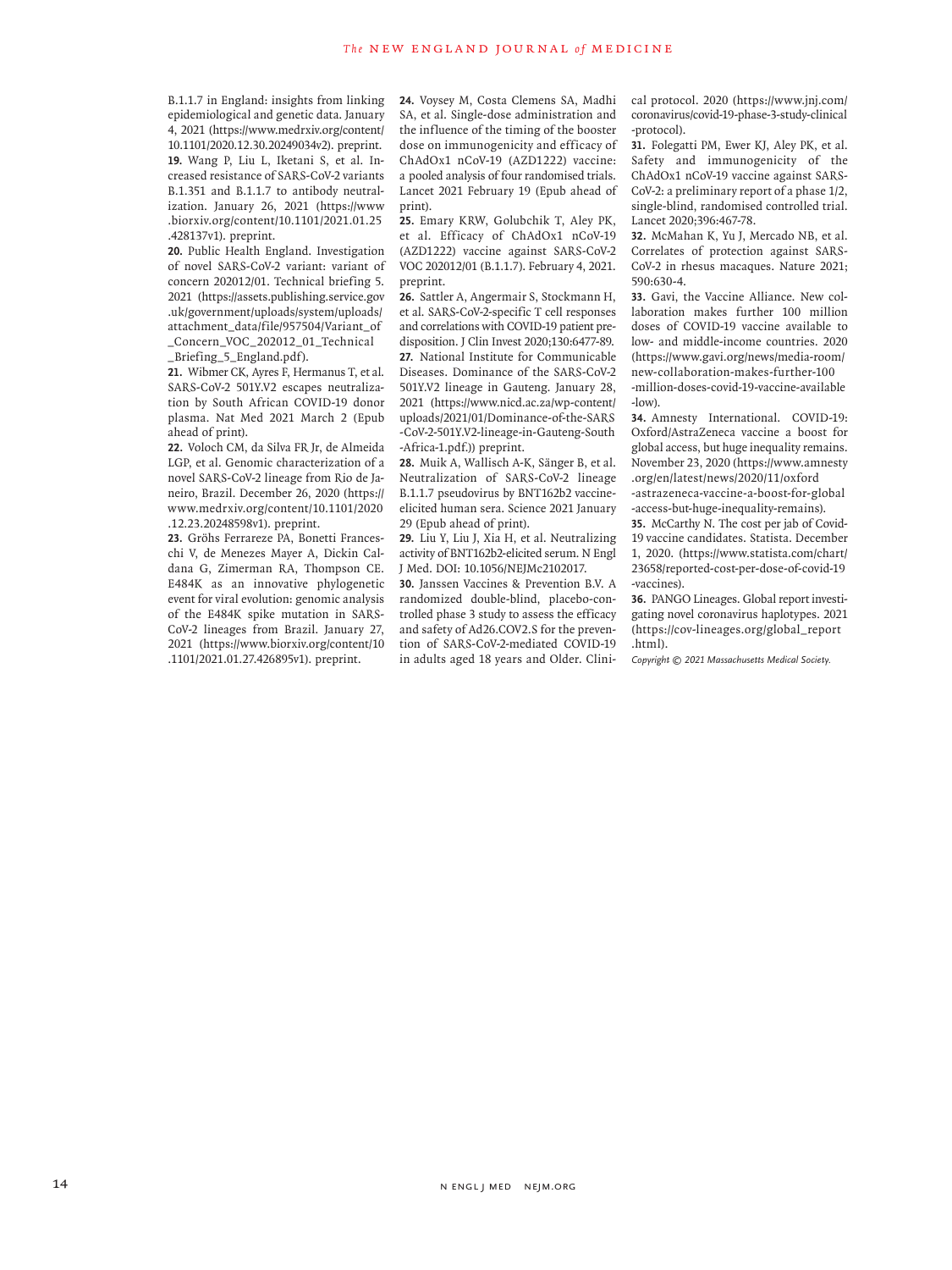B.1.1.7 in England: insights from linking epidemiological and genetic data. January 4, 2021 (https://www.medrxiv.org/content/10.1101/2020.12.30.20249034v2). preprint.

**19.** Wang P, Liu L, Iketani S, et al. Increased resistance of SARS-CoV-2 variants B.1.351 and B.1.1.7 to antibody neutralization. January 26, 2021 (https://www.biorxiv.org/content/10.1101/2021.01.25.428137v1). preprint.

**20.** Public Health England. Investigation of novel SARS-CoV-2 variant: variant of concern 202012/01. Technical briefing 5. 2021 (https://assets.publishing.service.gov.uk/government/uploads/system/uploads/attachment_data/file/957504/Variant_of_Concern_VOC_202012_01_Technical_Briefing_5_England.pdf).

**21.** Wibmer CK, Ayres F, Hermanus T, et al. SARS-CoV-2 501Y.V2 escapes neutralization by South African COVID-19 donor plasma. Nat Med 2021 March 2 (Epub ahead of print).

**22.** Voloch CM, da Silva FR Jr, de Almeida LGP, et al. Genomic characterization of a novel SARS-CoV-2 lineage from Rio de Janeiro, Brazil. December 26, 2020 (https://www.medrxiv.org/content/10.1101/2020.12.23.20248598v1). preprint.

**23.** Gröhs Ferrareze PA, Bonetti Franceschi V, de Menezes Mayer A, Dickin Caldana G, Zimerman RA, Thompson CE. E484K as an innovative phylogenetic event for viral evolution: genomic analysis of the E484K spike mutation in SARS-CoV-2 lineages from Brazil. January 27, 2021 (https://www.biorxiv.org/content/10.1101/2021.01.27.426895v1). preprint.

**24.** Voysey M, Costa Clemens SA, Madhi SA, et al. Single-dose administration and the influence of the timing of the booster dose on immunogenicity and efficacy of ChAdOx1 nCoV-19 (AZD1222) vaccine: a pooled analysis of four randomised trials. Lancet 2021 February 19 (Epub ahead of print).

**25.** Emary KRW, Golubchik T, Aley PK, et al. Efficacy of ChAdOx1 nCoV-19 (AZD1222) vaccine against SARS-CoV-2 VOC 202012/01 (B.1.1.7). February 4, 2021. preprint.

**26.** Sattler A, Angermair S, Stockmann H, et al. SARS-CoV-2-specific T cell responses and correlations with COVID-19 patient predisposition. J Clin Invest 2020;130:6477-89.

**27.** National Institute for Communicable Diseases. Dominance of the SARS-CoV-2 501Y.V2 lineage in Gauteng. January 28, 2021 (https://www.nicd.ac.za/wp-content/uploads/2021/01/Dominance-of-the-SARS-CoV-2-501Y.V2-lineage-in-Gauteng-South-Africa-1.pdf.)) preprint.

**28.** Muik A, Wallisch A-K, Sänger B, et al. Neutralization of SARS-CoV-2 lineage B.1.1.7 pseudovirus by BNT162b2 vaccine-elicited human sera. Science 2021 January 29 (Epub ahead of print).

**29.** Liu Y, Liu J, Xia H, et al. Neutralizing activity of BNT162b2-elicited serum. N Engl J Med. DOI: 10.1056/NEJMc2102017.

**30.** Janssen Vaccines & Prevention B.V. A randomized double-blind, placebo-controlled phase 3 study to assess the efficacy and safety of Ad26.COV2.S for the prevention of SARS-CoV-2-mediated COVID-19 in adults aged 18 years and Older. Clinical protocol. 2020 (https://www.jnj.com/coronavirus/covid-19-phase-3-study-clinical-protocol).

**31.** Folegatti PM, Ewer KJ, Aley PK, et al. Safety and immunogenicity of the ChAdOx1 nCoV-19 vaccine against SARS-CoV-2: a preliminary report of a phase 1/2, single-blind, randomised controlled trial. Lancet 2020;396:467-78.

**32.** McMahan K, Yu J, Mercado NB, et al. Correlates of protection against SARS-CoV-2 in rhesus macaques. Nature 2021;590:630-4.

**33.** Gavi, the Vaccine Alliance. New collaboration makes further 100 million doses of COVID-19 vaccine available to low- and middle-income countries. 2020 (https://www.gavi.org/news/media-room/new-collaboration-makes-further-100-million-doses-covid-19-vaccine-available-low).

**34.** Amnesty International. COVID-19: Oxford/AstraZeneca vaccine a boost for global access, but huge inequality remains. November 23, 2020 (https://www.amnesty.org/en/latest/news/2020/11/oxford-astrazeneca-vaccine-a-boost-for-global-access-but-huge-inequality-remains).

**35.** McCarthy N. The cost per jab of Covid-19 vaccine candidates. Statista. December 1, 2020. (https://www.statista.com/chart/23658/reported-cost-per-dose-of-covid-19-vaccines).

**36.** PANGO Lineages. Global report investigating novel coronavirus haplotypes. 2021 (https://cov-lineages.org/global_report.html).

*Copyright © 2021 Massachusetts Medical Society.*